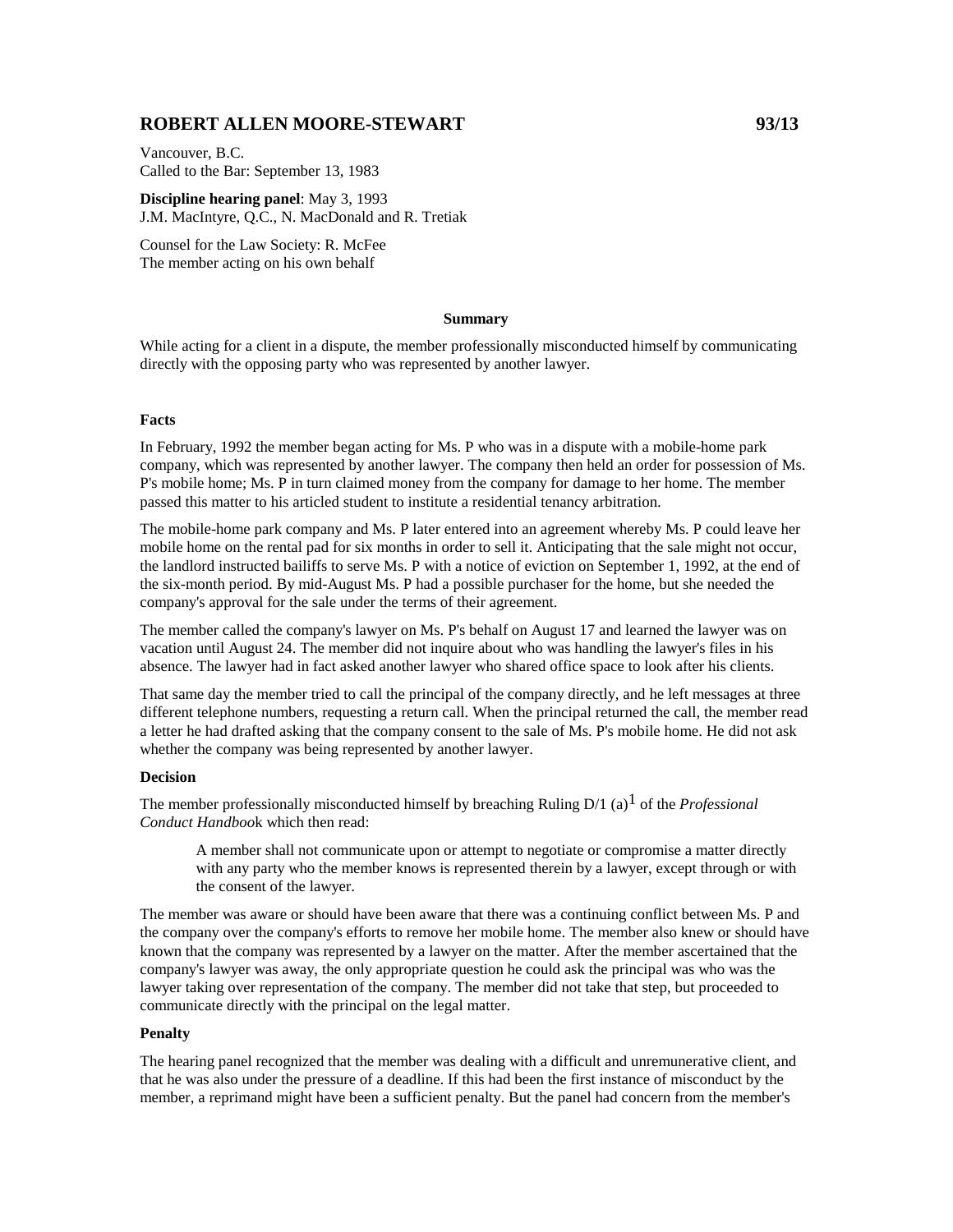## ROBERT ALLEN MOORE-STEWART 93/13

Vancouver, B.C.
Called to the Bar: September 13, 1983

**Discipline hearing panel**: May 3, 1993
J.M. MacIntyre, Q.C., N. MacDonald and R. Tretiak

Counsel for the Law Society: R. McFee
The member acting on his own behalf

**Summary**

While acting for a client in a dispute, the member professionally misconducted himself by communicating directly with the opposing party who was represented by another lawyer.

### Facts

In February, 1992 the member began acting for Ms. P who was in a dispute with a mobile-home park company, which was represented by another lawyer. The company then held an order for possession of Ms. P's mobile home; Ms. P in turn claimed money from the company for damage to her home. The member passed this matter to his articled student to institute a residential tenancy arbitration.

The mobile-home park company and Ms. P later entered into an agreement whereby Ms. P could leave her mobile home on the rental pad for six months in order to sell it. Anticipating that the sale might not occur, the landlord instructed bailiffs to serve Ms. P with a notice of eviction on September 1, 1992, at the end of the six-month period. By mid-August Ms. P had a possible purchaser for the home, but she needed the company's approval for the sale under the terms of their agreement.

The member called the company's lawyer on Ms. P's behalf on August 17 and learned the lawyer was on vacation until August 24. The member did not inquire about who was handling the lawyer's files in his absence. The lawyer had in fact asked another lawyer who shared office space to look after his clients.

That same day the member tried to call the principal of the company directly, and he left messages at three different telephone numbers, requesting a return call. When the principal returned the call, the member read a letter he had drafted asking that the company consent to the sale of Ms. P's mobile home. He did not ask whether the company was being represented by another lawyer.

### Decision

The member professionally misconducted himself by breaching Ruling D/1 (a)[1] of the *Professional Conduct Handbook* which then read:

> A member shall not communicate upon or attempt to negotiate or compromise a matter directly with any party who the member knows is represented therein by a lawyer, except through or with the consent of the lawyer.

The member was aware or should have been aware that there was a continuing conflict between Ms. P and the company over the company's efforts to remove her mobile home. The member also knew or should have known that the company was represented by a lawyer on the matter. After the member ascertained that the company's lawyer was away, the only appropriate question he could ask the principal was who was the lawyer taking over representation of the company. The member did not take that step, but proceeded to communicate directly with the principal on the legal matter.

### Penalty

The hearing panel recognized that the member was dealing with a difficult and unremunerative client, and that he was also under the pressure of a deadline. If this had been the first instance of misconduct by the member, a reprimand might have been a sufficient penalty. But the panel had concern from the member's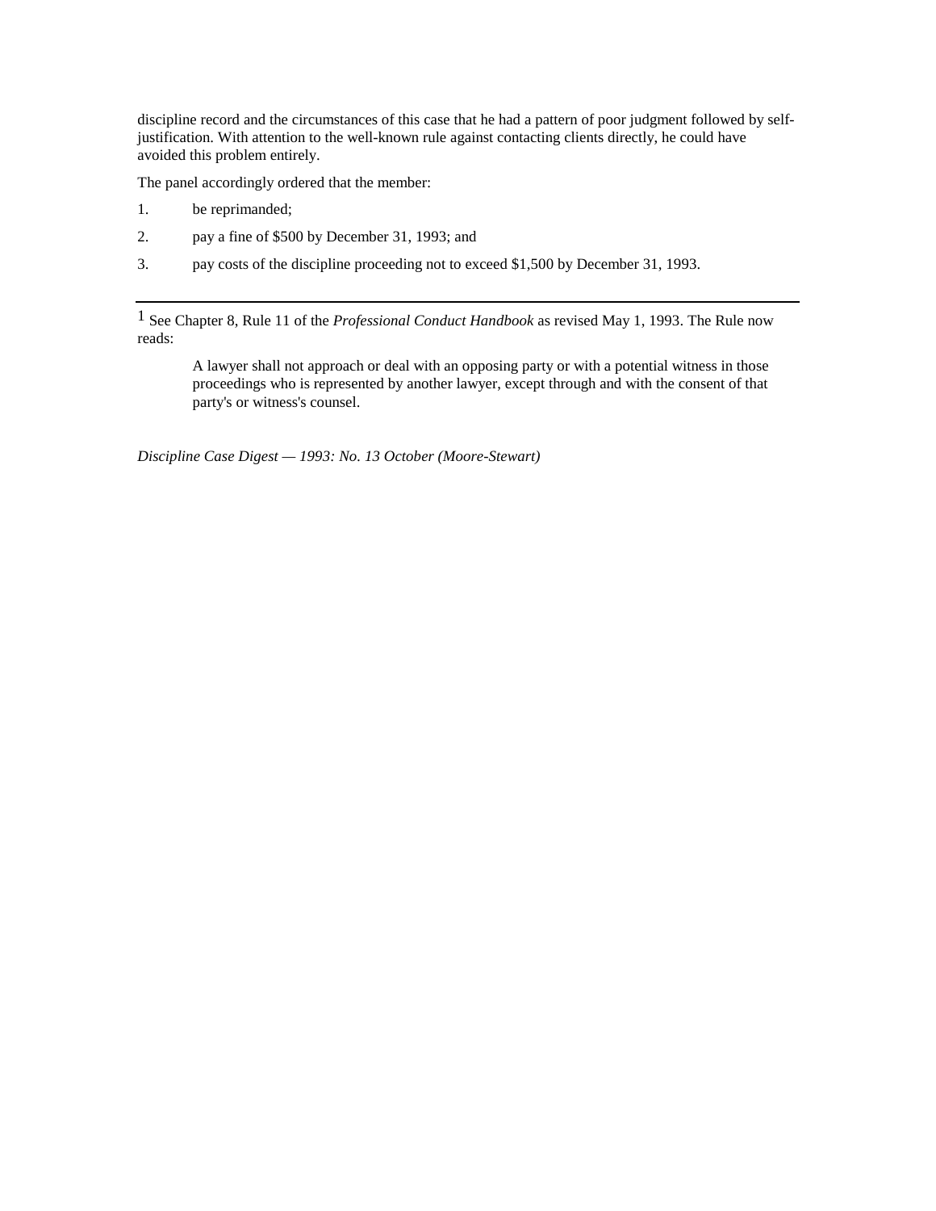discipline record and the circumstances of this case that he had a pattern of poor judgment followed by self-justification. With attention to the well-known rule against contacting clients directly, he could have avoided this problem entirely.

The panel accordingly ordered that the member:

1. be reprimanded;
2. pay a fine of $500 by December 31, 1993; and
3. pay costs of the discipline proceeding not to exceed $1,500 by December 31, 1993.

---

[1] See Chapter 8, Rule 11 of the *Professional Conduct Handbook* as revised May 1, 1993. The Rule now reads:

> A lawyer shall not approach or deal with an opposing party or with a potential witness in those proceedings who is represented by another lawyer, except through and with the consent of that party's or witness's counsel.

*Discipline Case Digest — 1993: No. 13 October (Moore-Stewart)*